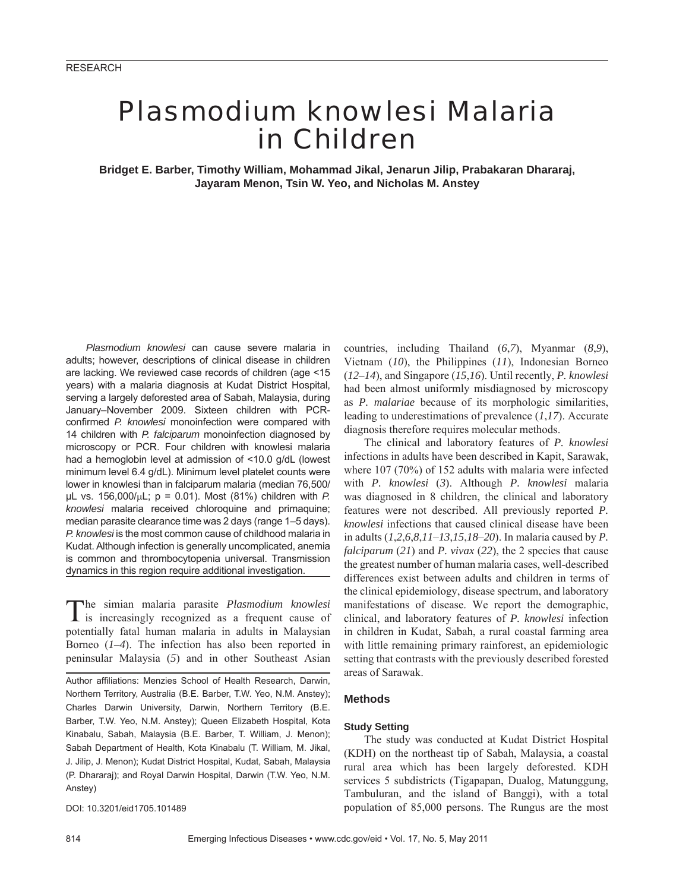# *Plasmodium knowlesi* Malaria in Children

**Bridget E. Barber, Timothy William, Mohammad Jikal, Jenarun Jilip, Prabakaran Dhararaj, Jayaram Menon, Tsin W. Yeo, and Nicholas M. Anstey**

*Plasmodium knowlesi* can cause severe malaria in adults; however, descriptions of clinical disease in children are lacking. We reviewed case records of children (age <15 years) with a malaria diagnosis at Kudat District Hospital, serving a largely deforested area of Sabah, Malaysia, during January–November 2009. Sixteen children with PCR-confirmed *P. knowlesi* monoinfection were compared with 14 children with *P. falciparum* monoinfection diagnosed by microscopy or PCR. Four children with knowlesi malaria had a hemoglobin level at admission of <10.0 g/dL (lowest minimum level 6.4 g/dL). Minimum level platelet counts were lower in knowlesi than in falciparum malaria (median 76,500/μL vs. 156,000/μL; p = 0.01). Most (81%) children with *P. knowlesi* malaria received chloroquine and primaquine; median parasite clearance time was 2 days (range 1–5 days). *P. knowlesi* is the most common cause of childhood malaria in Kudat. Although infection is generally uncomplicated, anemia is common and thrombocytopenia universal. Transmission dynamics in this region require additional investigation.

The simian malaria parasite *Plasmodium knowlesi* is increasingly recognized as a frequent cause of potentially fatal human malaria in adults in Malaysian Borneo (*1–4*). The infection has also been reported in peninsular Malaysia (*5*) and in other Southeast Asian countries, including Thailand (*6*,*7*), Myanmar (*8*,*9*), Vietnam (*10*), the Philippines (*11*), Indonesian Borneo (*12–14*), and Singapore (*15*,*16*). Until recently, *P. knowlesi* had been almost uniformly misdiagnosed by microscopy as *P. malariae* because of its morphologic similarities, leading to underestimations of prevalence (*1*,*17*). Accurate diagnosis therefore requires molecular methods.

The clinical and laboratory features of *P. knowlesi* infections in adults have been described in Kapit, Sarawak, where 107 (70%) of 152 adults with malaria were infected with *P. knowlesi* (*3*). Although *P. knowlesi* malaria was diagnosed in 8 children, the clinical and laboratory features were not described. All previously reported *P. knowlesi* infections that caused clinical disease have been in adults (*1*,*2*,*6*,*8*,*11–13*,*15*,*18–20*). In malaria caused by *P. falciparum* (*21*) and *P. vivax* (*22*), the 2 species that cause the greatest number of human malaria cases, well-described differences exist between adults and children in terms of the clinical epidemiology, disease spectrum, and laboratory manifestations of disease. We report the demographic, clinical, and laboratory features of *P. knowlesi* infection in children in Kudat, Sabah, a rural coastal farming area with little remaining primary rainforest, an epidemiologic setting that contrasts with the previously described forested areas of Sarawak.

Author affiliations: Menzies School of Health Research, Darwin, Northern Territory, Australia (B.E. Barber, T.W. Yeo, N.M. Anstey); Charles Darwin University, Darwin, Northern Territory (B.E. Barber, T.W. Yeo, N.M. Anstey); Queen Elizabeth Hospital, Kota Kinabalu, Sabah, Malaysia (B.E. Barber, T. William, J. Menon); Sabah Department of Health, Kota Kinabalu (T. William, M. Jikal, J. Jilip, J. Menon); Kudat District Hospital, Kudat, Sabah, Malaysia (P. Dhararaj); and Royal Darwin Hospital, Darwin (T.W. Yeo, N.M. Anstey)

DOI: 10.3201/eid1705.101489

## Methods

### Study Setting

The study was conducted at Kudat District Hospital (KDH) on the northeast tip of Sabah, Malaysia, a coastal rural area which has been largely deforested. KDH services 5 subdistricts (Tigapapan, Dualog, Matunggung, Tambuluran, and the island of Banggi), with a total population of 85,000 persons. The Rungus are the most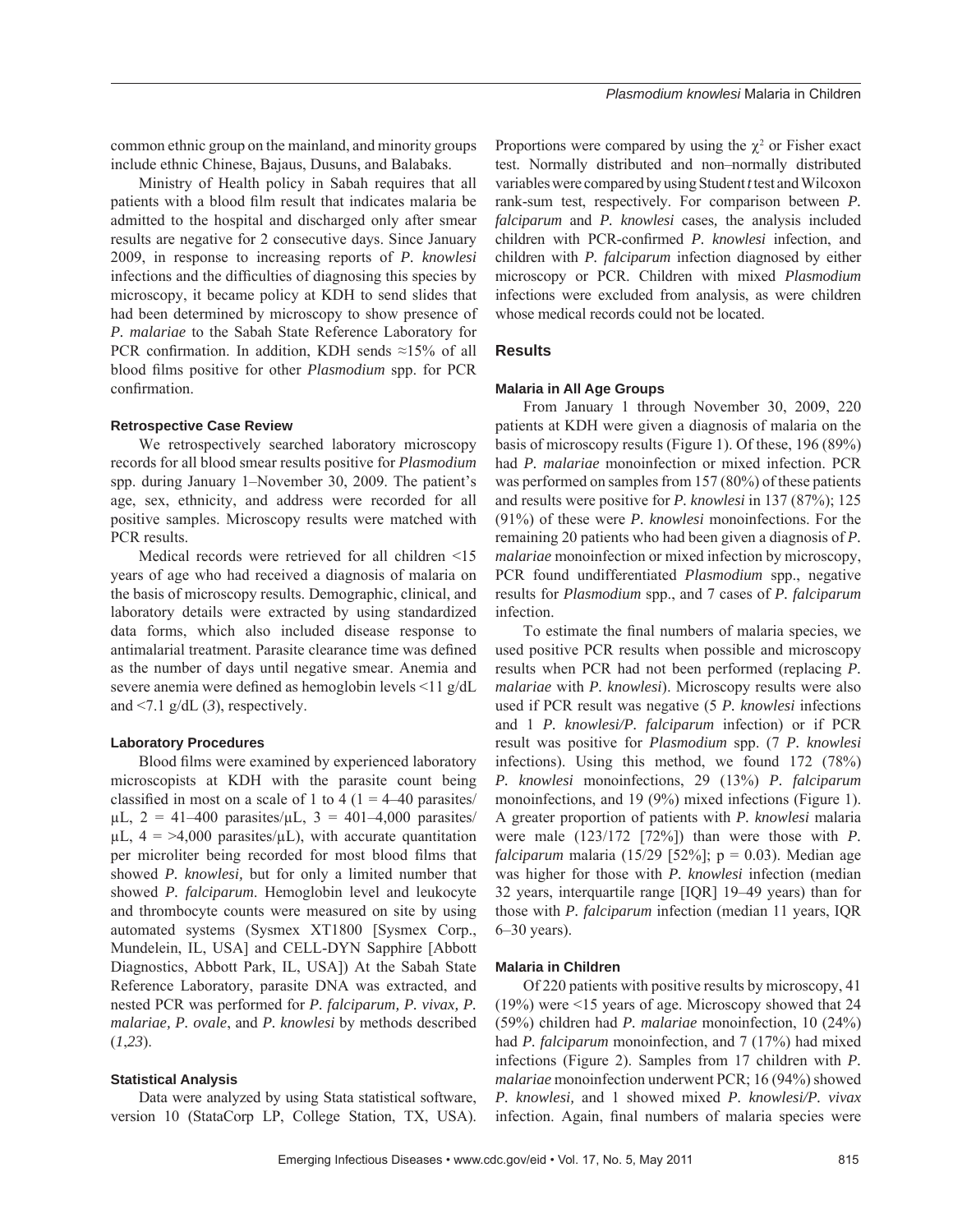common ethnic group on the mainland, and minority groups include ethnic Chinese, Bajaus, Dusuns, and Balabaks.

Ministry of Health policy in Sabah requires that all patients with a blood film result that indicates malaria be admitted to the hospital and discharged only after smear results are negative for 2 consecutive days. Since January 2009, in response to increasing reports of *P. knowlesi* infections and the difficulties of diagnosing this species by microscopy, it became policy at KDH to send slides that had been determined by microscopy to show presence of *P. malariae* to the Sabah State Reference Laboratory for PCR confirmation. In addition, KDH sends ≈15% of all blood films positive for other *Plasmodium* spp. for PCR confirmation.

### Retrospective Case Review

We retrospectively searched laboratory microscopy records for all blood smear results positive for *Plasmodium* spp. during January 1–November 30, 2009. The patient's age, sex, ethnicity, and address were recorded for all positive samples. Microscopy results were matched with PCR results.

Medical records were retrieved for all children <15 years of age who had received a diagnosis of malaria on the basis of microscopy results. Demographic, clinical, and laboratory details were extracted by using standardized data forms, which also included disease response to antimalarial treatment. Parasite clearance time was defined as the number of days until negative smear. Anemia and severe anemia were defined as hemoglobin levels <11 g/dL and <7.1 g/dL (*3*), respectively.

### Laboratory Procedures

Blood films were examined by experienced laboratory microscopists at KDH with the parasite count being classified in most on a scale of 1 to 4 (1 = 4–40 parasites/μL, 2 = 41–400 parasites/μL, 3 = 401–4,000 parasites/μL, 4 = >4,000 parasites/μL), with accurate quantitation per microliter being recorded for most blood films that showed *P. knowlesi,* but for only a limited number that showed *P. falciparum*. Hemoglobin level and leukocyte and thrombocyte counts were measured on site by using automated systems (Sysmex XT1800 [Sysmex Corp., Mundelein, IL, USA] and CELL-DYN Sapphire [Abbott Diagnostics, Abbott Park, IL, USA]) At the Sabah State Reference Laboratory, parasite DNA was extracted, and nested PCR was performed for *P. falciparum, P. vivax, P. malariae, P. ovale*, and *P. knowlesi* by methods described (*1*,*23*).

### Statistical Analysis

Data were analyzed by using Stata statistical software, version 10 (StataCorp LP, College Station, TX, USA). Proportions were compared by using the $\chi^2$ or Fisher exact test. Normally distributed and non–normally distributed variables were compared by using Student *t* test and Wilcoxon rank-sum test, respectively. For comparison between *P. falciparum* and *P. knowlesi* cases, the analysis included children with PCR-confirmed *P. knowlesi* infection, and children with *P. falciparum* infection diagnosed by either microscopy or PCR. Children with mixed *Plasmodium* infections were excluded from analysis, as were children whose medical records could not be located.

## Results

### Malaria in All Age Groups

From January 1 through November 30, 2009, 220 patients at KDH were given a diagnosis of malaria on the basis of microscopy results (Figure 1). Of these, 196 (89%) had *P. malariae* monoinfection or mixed infection. PCR was performed on samples from 157 (80%) of these patients and results were positive for *P. knowlesi* in 137 (87%); 125 (91%) of these were *P. knowlesi* monoinfections. For the remaining 20 patients who had been given a diagnosis of *P. malariae* monoinfection or mixed infection by microscopy, PCR found undifferentiated *Plasmodium* spp., negative results for *Plasmodium* spp., and 7 cases of *P. falciparum* infection.

To estimate the final numbers of malaria species, we used positive PCR results when possible and microscopy results when PCR had not been performed (replacing *P. malariae* with *P. knowlesi*). Microscopy results were also used if PCR result was negative (5 *P. knowlesi* infections and 1 *P. knowlesi/P. falciparum* infection) or if PCR result was positive for *Plasmodium* spp. (7 *P. knowlesi* infections). Using this method, we found 172 (78%) *P. knowlesi* monoinfections, 29 (13%) *P. falciparum* monoinfections, and 19 (9%) mixed infections (Figure 1). A greater proportion of patients with *P. knowlesi* malaria were male (123/172 [72%]) than were those with *P. falciparum* malaria (15/29 [52%]; $p = 0.03$). Median age was higher for those with *P. knowlesi* infection (median 32 years, interquartile range [IQR] 19–49 years) than for those with *P. falciparum* infection (median 11 years, IQR 6–30 years).

### Malaria in Children

Of 220 patients with positive results by microscopy, 41 (19%) were <15 years of age. Microscopy showed that 24 (59%) children had *P. malariae* monoinfection, 10 (24%) had *P. falciparum* monoinfection, and 7 (17%) had mixed infections (Figure 2). Samples from 17 children with *P. malariae* monoinfection underwent PCR; 16 (94%) showed *P. knowlesi,* and 1 showed mixed *P. knowlesi/P. vivax* infection. Again, final numbers of malaria species were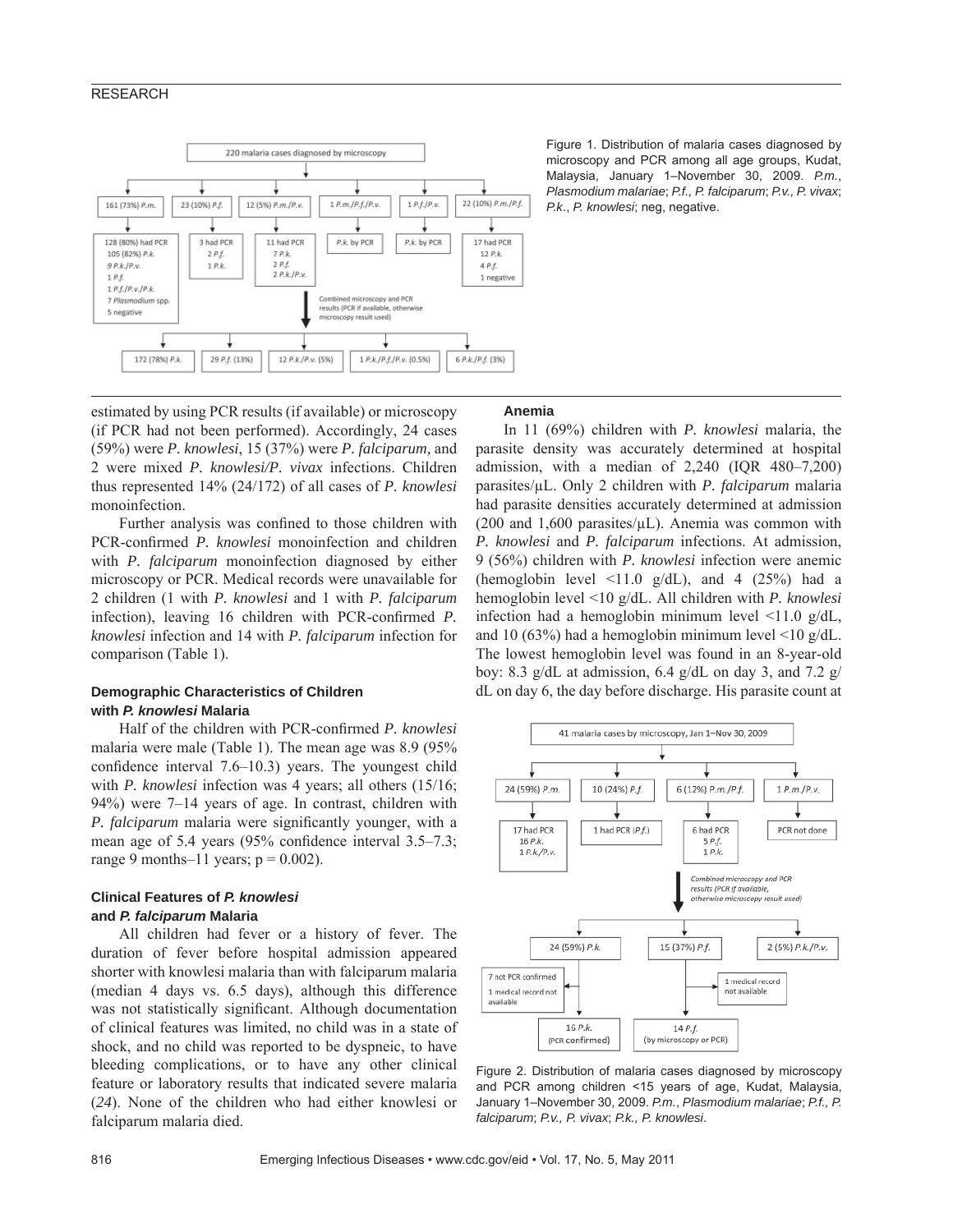Figure 1. Distribution of malaria cases diagnosed by microscopy and PCR among all age groups, Kudat, Malaysia, January 1–November 30, 2009. *P.m.*, *Plasmodium malariae*; *P.f., P. falciparum*; *P.v., P. vivax*; *P.k.*, *P. knowlesi*; neg, negative.

estimated by using PCR results (if available) or microscopy (if PCR had not been performed). Accordingly, 24 cases (59%) were *P. knowlesi*, 15 (37%) were *P. falciparum,* and 2 were mixed *P. knowlesi/P. vivax* infections. Children thus represented 14% (24/172) of all cases of *P. knowlesi* monoinfection.

Further analysis was confined to those children with PCR-confirmed *P. knowlesi* monoinfection and children with *P. falciparum* monoinfection diagnosed by either microscopy or PCR. Medical records were unavailable for 2 children (1 with *P. knowlesi* and 1 with *P. falciparum* infection), leaving 16 children with PCR-confirmed *P. knowlesi* infection and 14 with *P. falciparum* infection for comparison (Table 1).

### Demographic Characteristics of Children with *P. knowlesi* Malaria

Half of the children with PCR-confirmed *P. knowlesi* malaria were male (Table 1). The mean age was 8.9 (95% confidence interval 7.6–10.3) years. The youngest child with *P. knowlesi* infection was 4 years; all others (15/16; 94%) were 7–14 years of age. In contrast, children with *P. falciparum* malaria were significantly younger, with a mean age of 5.4 years (95% confidence interval 3.5–7.3; range 9 months–11 years; $p = 0.002$).

### Clinical Features of *P. knowlesi* and *P. falciparum* Malaria

All children had fever or a history of fever. The duration of fever before hospital admission appeared shorter with knowlesi malaria than with falciparum malaria (median 4 days vs. 6.5 days), although this difference was not statistically significant. Although documentation of clinical features was limited, no child was in a state of shock, and no child was reported to be dyspneic, to have bleeding complications, or to have any other clinical feature or laboratory results that indicated severe malaria (*24*). None of the children who had either knowlesi or falciparum malaria died.

### Anemia

In 11 (69%) children with *P. knowlesi* malaria, the parasite density was accurately determined at hospital admission, with a median of 2,240 (IQR 480–7,200) parasites/µL. Only 2 children with *P. falciparum* malaria had parasite densities accurately determined at admission (200 and 1,600 parasites/µL). Anemia was common with *P. knowlesi* and *P. falciparum* infections. At admission, 9 (56%) children with *P. knowlesi* infection were anemic (hemoglobin level <11.0 g/dL), and 4 (25%) had a hemoglobin level <10 g/dL. All children with *P. knowlesi* infection had a hemoglobin minimum level <11.0 g/dL, and 10 (63%) had a hemoglobin minimum level <10 g/dL. The lowest hemoglobin level was found in an 8-year-old boy: 8.3 g/dL at admission, 6.4 g/dL on day 3, and 7.2 g/dL on day 6, the day before discharge. His parasite count at

Figure 2. Distribution of malaria cases diagnosed by microscopy and PCR among children <15 years of age, Kudat, Malaysia, January 1–November 30, 2009. *P.m.*, *Plasmodium malariae*; *P.f., P. falciparum*; *P.v., P. vivax*; *P.k., P. knowlesi*.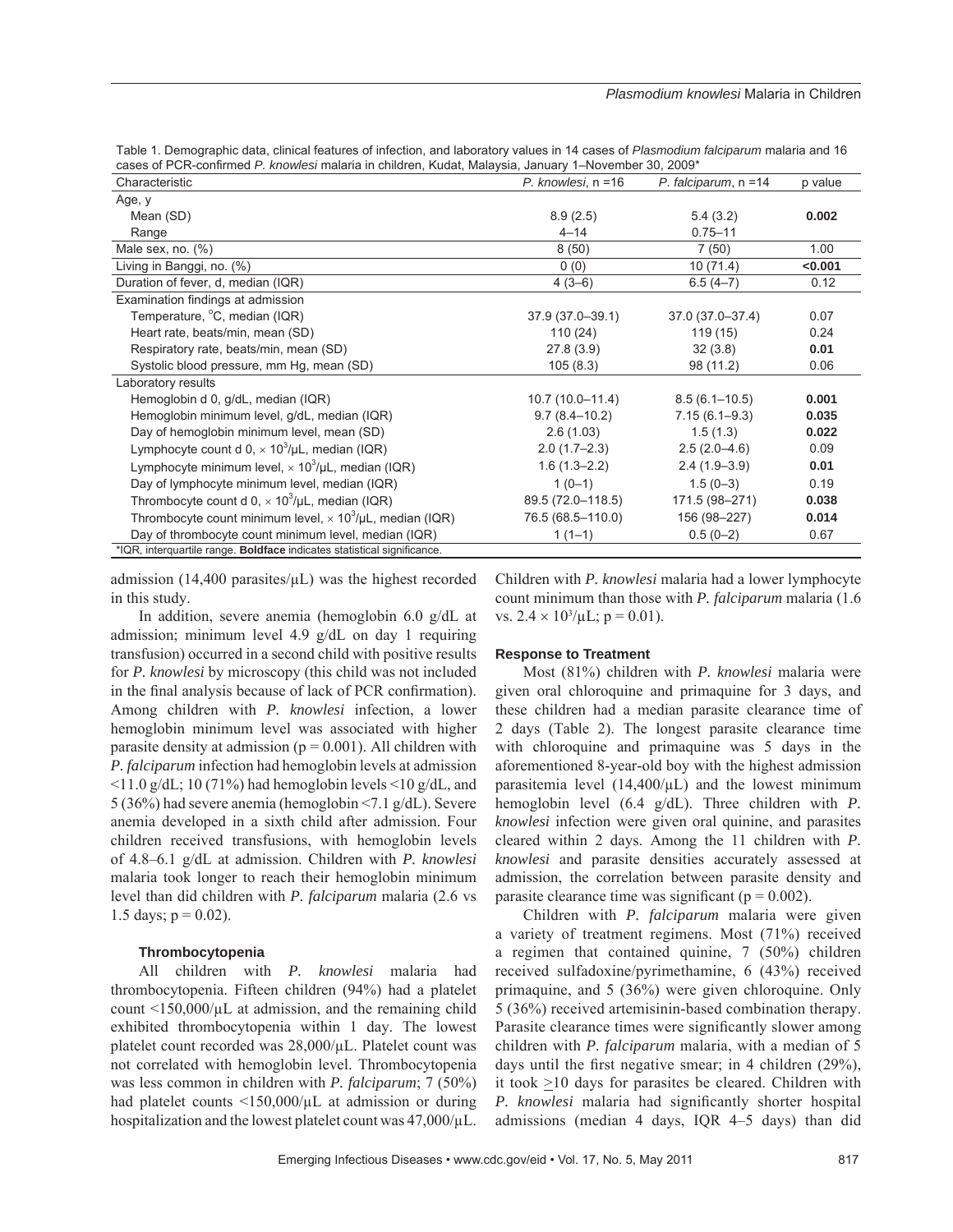Table 1. Demographic data, clinical features of infection, and laboratory values in 14 cases of *Plasmodium falciparum* malaria and 16 cases of PCR-confirmed *P. knowlesi* malaria in children, Kudat, Malaysia, January 1–November 30, 2009*

| Characteristic | *P. knowlesi*, n =16 | *P. falciparum*, n =14 | p value |
|---|---|---|---|
| Age, y | | | |
| Mean (SD) | 8.9 (2.5) | 5.4 (3.2) | **0.002** |
| Range | 4–14 | 0.75–11 | |
| Male sex, no. (%) | 8 (50) | 7 (50) | 1.00 |
| Living in Banggi, no. (%) | 0 (0) | 10 (71.4) | **<0.001** |
| Duration of fever, d, median (IQR) | 4 (3–6) | 6.5 (4–7) | 0.12 |
| Examination findings at admission | | | |
| Temperature, °C, median (IQR) | 37.9 (37.0–39.1) | 37.0 (37.0–37.4) | 0.07 |
| Heart rate, beats/min, mean (SD) | 110 (24) | 119 (15) | 0.24 |
| Respiratory rate, beats/min, mean (SD) | 27.8 (3.9) | 32 (3.8) | **0.01** |
| Systolic blood pressure, mm Hg, mean (SD) | 105 (8.3) | 98 (11.2) | 0.06 |
| Laboratory results | | | |
| Hemoglobin d 0, g/dL, median (IQR) | 10.7 (10.0–11.4) | 8.5 (6.1–10.5) | **0.001** |
| Hemoglobin minimum level, g/dL, median (IQR) | 9.7 (8.4–10.2) | 7.15 (6.1–9.3) | **0.035** |
| Day of hemoglobin minimum level, mean (SD) | 2.6 (1.03) | 1.5 (1.3) | **0.022** |
| Lymphocyte count d 0, $\times 10^3/\mu L$, median (IQR) | 2.0 (1.7–2.3) | 2.5 (2.0–4.6) | 0.09 |
| Lymphocyte minimum level, $\times 10^3/\mu L$, median (IQR) | 1.6 (1.3–2.2) | 2.4 (1.9–3.9) | **0.01** |
| Day of lymphocyte minimum level, median (IQR) | 1 (0–1) | 1.5 (0–3) | 0.19 |
| Thrombocyte count d 0, $\times 10^3/\mu L$, median (IQR) | 89.5 (72.0–118.5) | 171.5 (98–271) | **0.038** |
| Thrombocyte count minimum level, $\times 10^3/\mu L$, median (IQR) | 76.5 (68.5–110.0) | 156 (98–227) | **0.014** |
| Day of thrombocyte count minimum level, median (IQR) | 1 (1–1) | 0.5 (0–2) | 0.67 |

*IQR, interquartile range. **Boldface** indicates statistical significance.

admission (14,400 parasites/μL) was the highest recorded in this study.

In addition, severe anemia (hemoglobin 6.0 g/dL at admission; minimum level 4.9 g/dL on day 1 requiring transfusion) occurred in a second child with positive results for *P. knowlesi* by microscopy (this child was not included in the final analysis because of lack of PCR confirmation). Among children with *P. knowlesi* infection, a lower hemoglobin minimum level was associated with higher parasite density at admission (p = 0.001). All children with *P. falciparum* infection had hemoglobin levels at admission <11.0 g/dL; 10 (71%) had hemoglobin levels <10 g/dL, and 5 (36%) had severe anemia (hemoglobin <7.1 g/dL). Severe anemia developed in a sixth child after admission. Four children received transfusions, with hemoglobin levels of 4.8–6.1 g/dL at admission. Children with *P. knowlesi* malaria took longer to reach their hemoglobin minimum level than did children with *P. falciparum* malaria (2.6 vs 1.5 days; p = 0.02).

### Thrombocytopenia

All children with *P. knowlesi* malaria had thrombocytopenia. Fifteen children (94%) had a platelet count <150,000/μL at admission, and the remaining child exhibited thrombocytopenia within 1 day. The lowest platelet count recorded was 28,000/μL. Platelet count was not correlated with hemoglobin level. Thrombocytopenia was less common in children with *P. falciparum*; 7 (50%) had platelet counts <150,000/μL at admission or during hospitalization and the lowest platelet count was 47,000/μL. Children with *P. knowlesi* malaria had a lower lymphocyte count minimum than those with *P. falciparum* malaria (1.6 vs. $2.4 \times 10^3/\mu L$; p = 0.01).

### Response to Treatment

Most (81%) children with *P. knowlesi* malaria were given oral chloroquine and primaquine for 3 days, and these children had a median parasite clearance time of 2 days (Table 2). The longest parasite clearance time with chloroquine and primaquine was 5 days in the aforementioned 8-year-old boy with the highest admission parasitemia level (14,400/μL) and the lowest minimum hemoglobin level (6.4 g/dL). Three children with *P. knowlesi* infection were given oral quinine, and parasites cleared within 2 days. Among the 11 children with *P. knowlesi* and parasite densities accurately assessed at admission, the correlation between parasite density and parasite clearance time was significant (p = 0.002).

Children with *P. falciparum* malaria were given a variety of treatment regimens. Most (71%) received a regimen that contained quinine, 7 (50%) children received sulfadoxine/pyrimethamine, 6 (43%) received primaquine, and 5 (36%) were given chloroquine. Only 5 (36%) received artemisinin-based combination therapy. Parasite clearance times were significantly slower among children with *P. falciparum* malaria, with a median of 5 days until the first negative smear; in 4 children (29%), it took ≥10 days for parasites be cleared. Children with *P. knowlesi* malaria had significantly shorter hospital admissions (median 4 days, IQR 4–5 days) than did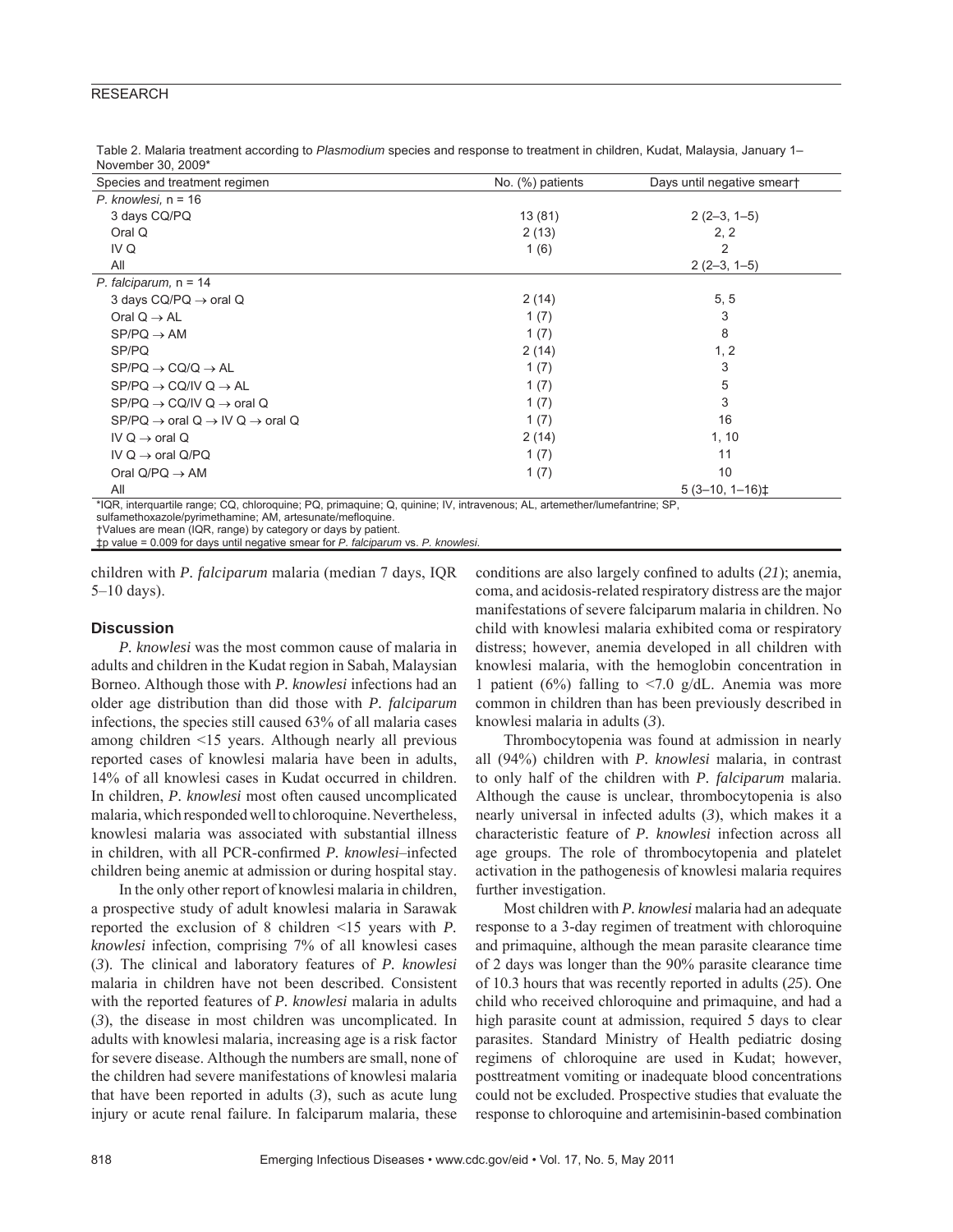Table 2. Malaria treatment according to *Plasmodium* species and response to treatment in children, Kudat, Malaysia, January 1–November 30, 2009*

| Species and treatment regimen | No. (%) patients | Days until negative smear† |
|---|---|---|
| *P. knowlesi,* n = 16 | | |
| 3 days CQ/PQ | 13 (81) | 2 (2–3, 1–5) |
| Oral Q | 2 (13) | 2, 2 |
| IV Q | 1 (6) | 2 |
| All | | 2 (2–3, 1–5) |
| *P. falciparum,* n = 14 | | |
| 3 days CQ/PQ → oral Q | 2 (14) | 5, 5 |
| Oral Q → AL | 1 (7) | 3 |
| SP/PQ → AM | 1 (7) | 8 |
| SP/PQ | 2 (14) | 1, 2 |
| SP/PQ → CQ/Q → AL | 1 (7) | 3 |
| SP/PQ → CQ/IV Q → AL | 1 (7) | 5 |
| SP/PQ → CQ/IV Q → oral Q | 1 (7) | 3 |
| SP/PQ → oral Q → IV Q → oral Q | 1 (7) | 16 |
| IV Q → oral Q | 2 (14) | 1, 10 |
| IV Q → oral Q/PQ | 1 (7) | 11 |
| Oral Q/PQ → AM | 1 (7) | 10 |
| All | | 5 (3–10, 1–16)‡ |

*IQR, interquartile range; CQ, chloroquine; PQ, primaquine; Q, quinine; IV, intravenous; AL, artemether/lumefantrine; SP, sulfamethoxazole/pyrimethamine; AM, artesunate/mefloquine.
†Values are mean (IQR, range) by category or days by patient.
‡p value = 0.009 for days until negative smear for *P. falciparum* vs. *P. knowlesi*.

children with *P. falciparum* malaria (median 7 days, IQR 5–10 days).

## Discussion

*P. knowlesi* was the most common cause of malaria in adults and children in the Kudat region in Sabah, Malaysian Borneo. Although those with *P. knowlesi* infections had an older age distribution than did those with *P. falciparum* infections, the species still caused 63% of all malaria cases among children <15 years. Although nearly all previous reported cases of knowlesi malaria have been in adults, 14% of all knowlesi cases in Kudat occurred in children. In children, *P. knowlesi* most often caused uncomplicated malaria, which responded well to chloroquine. Nevertheless, knowlesi malaria was associated with substantial illness in children, with all PCR-confirmed *P. knowlesi*–infected children being anemic at admission or during hospital stay.

In the only other report of knowlesi malaria in children, a prospective study of adult knowlesi malaria in Sarawak reported the exclusion of 8 children <15 years with *P. knowlesi* infection, comprising 7% of all knowlesi cases (*3*). The clinical and laboratory features of *P. knowlesi* malaria in children have not been described. Consistent with the reported features of *P. knowlesi* malaria in adults (*3*), the disease in most children was uncomplicated. In adults with knowlesi malaria, increasing age is a risk factor for severe disease. Although the numbers are small, none of the children had severe manifestations of knowlesi malaria that have been reported in adults (*3*), such as acute lung injury or acute renal failure. In falciparum malaria, these conditions are also largely confined to adults (*21*); anemia, coma, and acidosis-related respiratory distress are the major manifestations of severe falciparum malaria in children. No child with knowlesi malaria exhibited coma or respiratory distress; however, anemia developed in all children with knowlesi malaria, with the hemoglobin concentration in 1 patient (6%) falling to <7.0 g/dL. Anemia was more common in children than has been previously described in knowlesi malaria in adults (*3*).

Thrombocytopenia was found at admission in nearly all (94%) children with *P. knowlesi* malaria, in contrast to only half of the children with *P. falciparum* malaria. Although the cause is unclear, thrombocytopenia is also nearly universal in infected adults (*3*), which makes it a characteristic feature of *P. knowlesi* infection across all age groups. The role of thrombocytopenia and platelet activation in the pathogenesis of knowlesi malaria requires further investigation.

Most children with *P. knowlesi* malaria had an adequate response to a 3-day regimen of treatment with chloroquine and primaquine, although the mean parasite clearance time of 2 days was longer than the 90% parasite clearance time of 10.3 hours that was recently reported in adults (*25*). One child who received chloroquine and primaquine, and had a high parasite count at admission, required 5 days to clear parasites. Standard Ministry of Health pediatric dosing regimens of chloroquine are used in Kudat; however, posttreatment vomiting or inadequate blood concentrations could not be excluded. Prospective studies that evaluate the response to chloroquine and artemisinin-based combination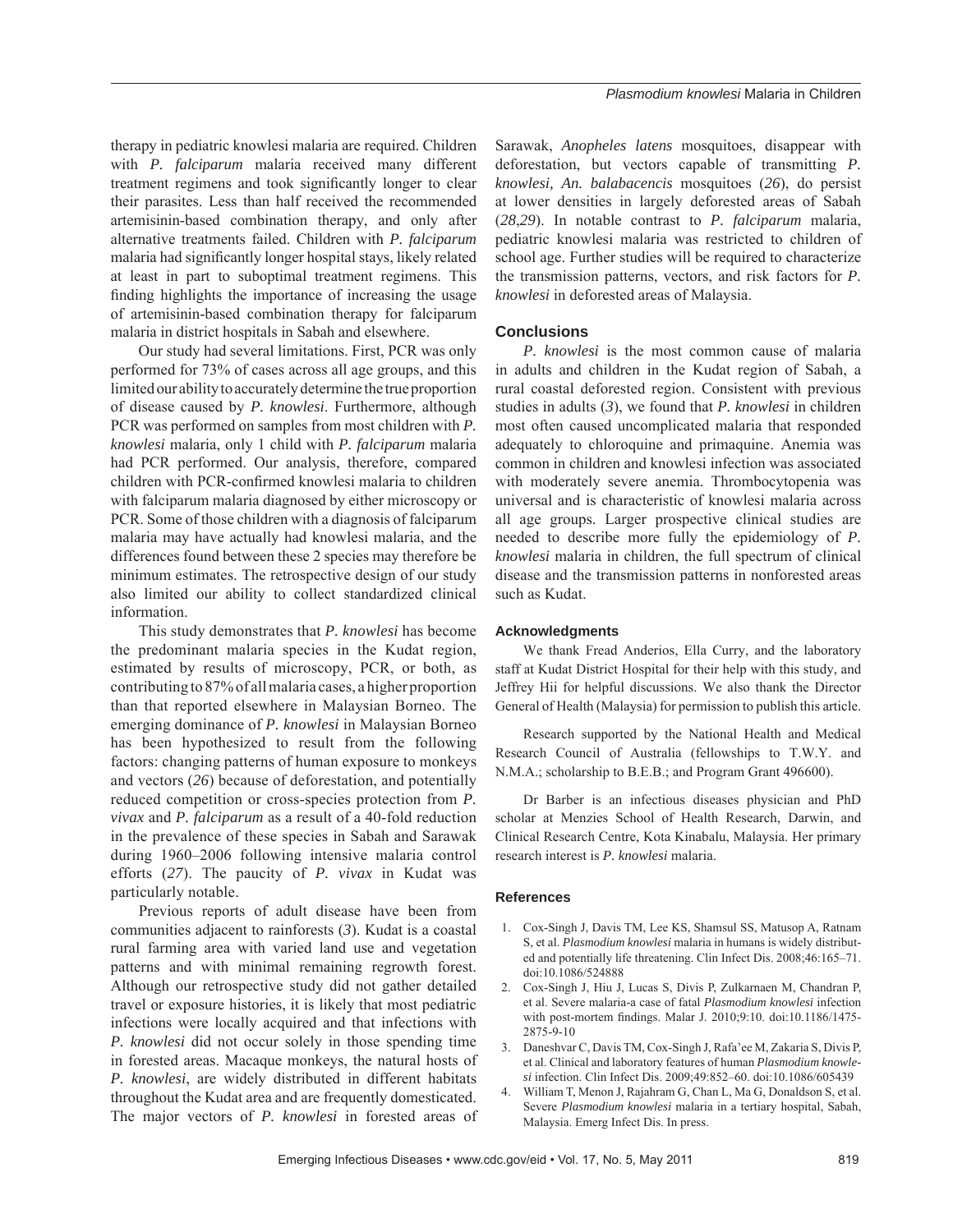therapy in pediatric knowlesi malaria are required. Children with *P. falciparum* malaria received many different treatment regimens and took significantly longer to clear their parasites. Less than half received the recommended artemisinin-based combination therapy, and only after alternative treatments failed. Children with *P. falciparum* malaria had significantly longer hospital stays, likely related at least in part to suboptimal treatment regimens. This finding highlights the importance of increasing the usage of artemisinin-based combination therapy for falciparum malaria in district hospitals in Sabah and elsewhere.

Our study had several limitations. First, PCR was only performed for 73% of cases across all age groups, and this limited our ability to accurately determine the true proportion of disease caused by *P. knowlesi*. Furthermore, although PCR was performed on samples from most children with *P. knowlesi* malaria, only 1 child with *P. falciparum* malaria had PCR performed. Our analysis, therefore, compared children with PCR-confirmed knowlesi malaria to children with falciparum malaria diagnosed by either microscopy or PCR. Some of those children with a diagnosis of falciparum malaria may have actually had knowlesi malaria, and the differences found between these 2 species may therefore be minimum estimates. The retrospective design of our study also limited our ability to collect standardized clinical information.

This study demonstrates that *P. knowlesi* has become the predominant malaria species in the Kudat region, estimated by results of microscopy, PCR, or both, as contributing to 87% of all malaria cases, a higher proportion than that reported elsewhere in Malaysian Borneo. The emerging dominance of *P. knowlesi* in Malaysian Borneo has been hypothesized to result from the following factors: changing patterns of human exposure to monkeys and vectors (*26*) because of deforestation, and potentially reduced competition or cross-species protection from *P. vivax* and *P. falciparum* as a result of a 40-fold reduction in the prevalence of these species in Sabah and Sarawak during 1960–2006 following intensive malaria control efforts (*27*). The paucity of *P. vivax* in Kudat was particularly notable.

Previous reports of adult disease have been from communities adjacent to rainforests (*3*). Kudat is a coastal rural farming area with varied land use and vegetation patterns and with minimal remaining regrowth forest. Although our retrospective study did not gather detailed travel or exposure histories, it is likely that most pediatric infections were locally acquired and that infections with *P. knowlesi* did not occur solely in those spending time in forested areas. Macaque monkeys, the natural hosts of *P. knowlesi*, are widely distributed in different habitats throughout the Kudat area and are frequently domesticated. The major vectors of *P. knowlesi* in forested areas of Sarawak, *Anopheles latens* mosquitoes, disappear with deforestation, but vectors capable of transmitting *P. knowlesi, An. balabacensis* mosquitoes (*26*), do persist at lower densities in largely deforested areas of Sabah (*28*,*29*). In notable contrast to *P. falciparum* malaria, pediatric knowlesi malaria was restricted to children of school age. Further studies will be required to characterize the transmission patterns, vectors, and risk factors for *P. knowlesi* in deforested areas of Malaysia.

## Conclusions

*P. knowlesi* is the most common cause of malaria in adults and children in the Kudat region of Sabah, a rural coastal deforested region. Consistent with previous studies in adults (*3*), we found that *P. knowlesi* in children most often caused uncomplicated malaria that responded adequately to chloroquine and primaquine. Anemia was common in children and knowlesi infection was associated with moderately severe anemia. Thrombocytopenia was universal and is characteristic of knowlesi malaria across all age groups. Larger prospective clinical studies are needed to describe more fully the epidemiology of *P. knowlesi* malaria in children, the full spectrum of clinical disease and the transmission patterns in nonforested areas such as Kudat.

### Acknowledgments

We thank Fread Anderios, Ella Curry, and the laboratory staff at Kudat District Hospital for their help with this study, and Jeffrey Hii for helpful discussions. We also thank the Director General of Health (Malaysia) for permission to publish this article.

Research supported by the National Health and Medical Research Council of Australia (fellowships to T.W.Y. and N.M.A.; scholarship to B.E.B.; and Program Grant 496600).

Dr Barber is an infectious diseases physician and PhD scholar at Menzies School of Health Research, Darwin, and Clinical Research Centre, Kota Kinabalu, Malaysia. Her primary research interest is *P. knowlesi* malaria.

## References

1. Cox-Singh J, Davis TM, Lee KS, Shamsul SS, Matusop A, Ratnam S, et al. *Plasmodium knowlesi* malaria in humans is widely distributed and potentially life threatening. Clin Infect Dis. 2008;46:165–71. doi:10.1086/524888
2. Cox-Singh J, Hiu J, Lucas S, Divis P, Zulkarnaen M, Chandran P, et al. Severe malaria-a case of fatal *Plasmodium knowlesi* infection with post-mortem findings. Malar J. 2010;9:10. doi:10.1186/1475-2875-9-10
3. Daneshvar C, Davis TM, Cox-Singh J, Rafa'ee M, Zakaria S, Divis P, et al. Clinical and laboratory features of human *Plasmodium knowlesi* infection. Clin Infect Dis. 2009;49:852–60. doi:10.1086/605439
4. William T, Menon J, Rajahram G, Chan L, Ma G, Donaldson S, et al. Severe *Plasmodium knowlesi* malaria in a tertiary hospital, Sabah, Malaysia. Emerg Infect Dis. In press.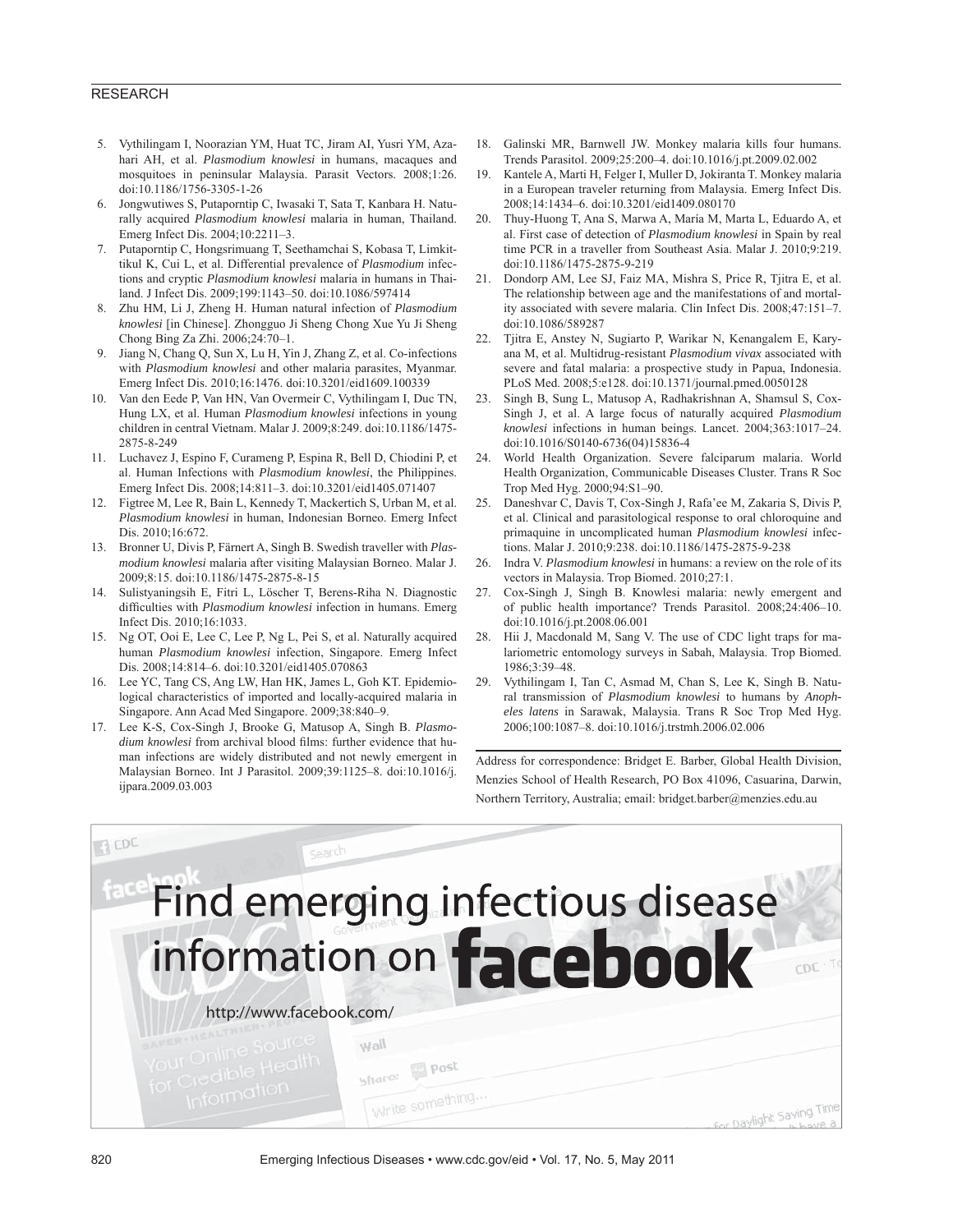5. Vythilingam I, Noorazian YM, Huat TC, Jiram AI, Yusri YM, Azahari AH, et al. *Plasmodium knowlesi* in humans, macaques and mosquitoes in peninsular Malaysia. Parasit Vectors. 2008;1:26. doi:10.1186/1756-3305-1-26
6. Jongwutiwes S, Putaporntip C, Iwasaki T, Sata T, Kanbara H. Naturally acquired *Plasmodium knowlesi* malaria in human, Thailand. Emerg Infect Dis. 2004;10:2211–3.
7. Putaporntip C, Hongsrimuang T, Seethamchai S, Kobasa T, Limkittikul K, Cui L, et al. Differential prevalence of *Plasmodium* infections and cryptic *Plasmodium knowlesi* malaria in humans in Thailand. J Infect Dis. 2009;199:1143–50. doi:10.1086/597414
8. Zhu HM, Li J, Zheng H. Human natural infection of *Plasmodium knowlesi* [in Chinese]. Zhongguo Ji Sheng Chong Xue Yu Ji Sheng Chong Bing Za Zhi. 2006;24:70–1.
9. Jiang N, Chang Q, Sun X, Lu H, Yin J, Zhang Z, et al. Co-infections with *Plasmodium knowlesi* and other malaria parasites, Myanmar. Emerg Infect Dis. 2010;16:1476. doi:10.3201/eid1609.100339
10. Van den Eede P, Van HN, Van Overmeir C, Vythilingam I, Duc TN, Hung LX, et al. Human *Plasmodium knowlesi* infections in young children in central Vietnam. Malar J. 2009;8:249. doi:10.1186/1475-2875-8-249
11. Luchavez J, Espino F, Curameng P, Espina R, Bell D, Chiodini P, et al. Human Infections with *Plasmodium knowlesi*, the Philippines. Emerg Infect Dis. 2008;14:811–3. doi:10.3201/eid1405.071407
12. Figtree M, Lee R, Bain L, Kennedy T, Mackertich S, Urban M, et al. *Plasmodium knowlesi* in human, Indonesian Borneo. Emerg Infect Dis. 2010;16:672.
13. Bronner U, Divis P, Färnert A, Singh B. Swedish traveller with *Plasmodium knowlesi* malaria after visiting Malaysian Borneo. Malar J. 2009;8:15. doi:10.1186/1475-2875-8-15
14. Sulistyaningsih E, Fitri L, Löscher T, Berens-Riha N. Diagnostic difficulties with *Plasmodium knowlesi* infection in humans. Emerg Infect Dis. 2010;16:1033.
15. Ng OT, Ooi E, Lee C, Lee P, Ng L, Pei S, et al. Naturally acquired human *Plasmodium knowlesi* infection, Singapore. Emerg Infect Dis. 2008;14:814–6. doi:10.3201/eid1405.070863
16. Lee YC, Tang CS, Ang LW, Han HK, James L, Goh KT. Epidemiological characteristics of imported and locally-acquired malaria in Singapore. Ann Acad Med Singapore. 2009;38:840–9.
17. Lee K-S, Cox-Singh J, Brooke G, Matusop A, Singh B. *Plasmodium knowlesi* from archival blood films: further evidence that human infections are widely distributed and not newly emergent in Malaysian Borneo. Int J Parasitol. 2009;39:1125–8. doi:10.1016/j.ijpara.2009.03.003
18. Galinski MR, Barnwell JW. Monkey malaria kills four humans. Trends Parasitol. 2009;25:200–4. doi:10.1016/j.pt.2009.02.002
19. Kantele A, Marti H, Felger I, Muller D, Jokiranta T. Monkey malaria in a European traveler returning from Malaysia. Emerg Infect Dis. 2008;14:1434–6. doi:10.3201/eid1409.080170
20. Thuy-Huong T, Ana S, Marwa A, María M, Marta L, Eduardo A, et al. First case of detection of *Plasmodium knowlesi* in Spain by real time PCR in a traveller from Southeast Asia. Malar J. 2010;9:219. doi:10.1186/1475-2875-9-219
21. Dondorp AM, Lee SJ, Faiz MA, Mishra S, Price R, Tjitra E, et al. The relationship between age and the manifestations of and mortality associated with severe malaria. Clin Infect Dis. 2008;47:151–7. doi:10.1086/589287
22. Tjitra E, Anstey N, Sugiarto P, Warikar N, Kenangalem E, Karyana M, et al. Multidrug-resistant *Plasmodium vivax* associated with severe and fatal malaria: a prospective study in Papua, Indonesia. PLoS Med. 2008;5:e128. doi:10.1371/journal.pmed.0050128
23. Singh B, Sung L, Matusop A, Radhakrishnan A, Shamsul S, Cox-Singh J, et al. A large focus of naturally acquired *Plasmodium knowlesi* infections in human beings. Lancet. 2004;363:1017–24. doi:10.1016/S0140-6736(04)15836-4
24. World Health Organization. Severe falciparum malaria. World Health Organization, Communicable Diseases Cluster. Trans R Soc Trop Med Hyg. 2000;94:S1–90.
25. Daneshvar C, Davis T, Cox-Singh J, Rafa'ee M, Zakaria S, Divis P, et al. Clinical and parasitological response to oral chloroquine and primaquine in uncomplicated human *Plasmodium knowlesi* infections. Malar J. 2010;9:238. doi:10.1186/1475-2875-9-238
26. Indra V. *Plasmodium knowlesi* in humans: a review on the role of its vectors in Malaysia. Trop Biomed. 2010;27:1.
27. Cox-Singh J, Singh B. Knowlesi malaria: newly emergent and of public health importance? Trends Parasitol. 2008;24:406–10. doi:10.1016/j.pt.2008.06.001
28. Hii J, Macdonald M, Sang V. The use of CDC light traps for malariometric entomology surveys in Sabah, Malaysia. Trop Biomed. 1986;3:39–48.
29. Vythilingam I, Tan C, Asmad M, Chan S, Lee K, Singh B. Natural transmission of *Plasmodium knowlesi* to humans by *Anopheles latens* in Sarawak, Malaysia. Trans R Soc Trop Med Hyg. 2006;100:1087–8. doi:10.1016/j.trstmh.2006.02.006

Address for correspondence: Bridget E. Barber, Global Health Division, Menzies School of Health Research, PO Box 41096, Casuarina, Darwin, Northern Territory, Australia; email: bridget.barber@menzies.edu.au

Find emerging infectious disease information on facebook

http://www.facebook.com/